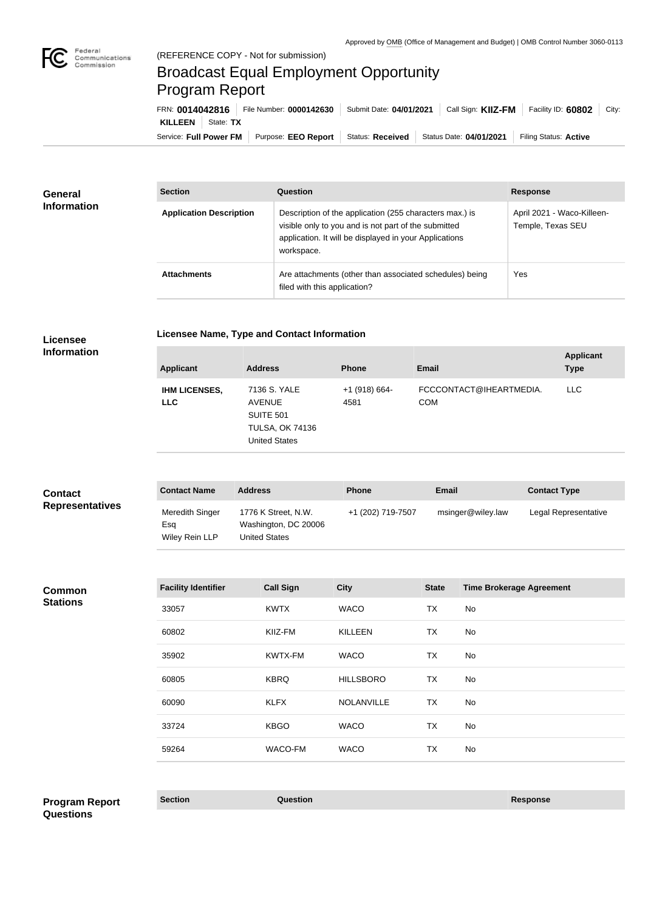Approved by OMB (Office of Management and Budget) | OMB Control Number 3060-0113

(REFERENCE COPY - Not for submission)

# Broadcast Equal Employment Opportunity Program Report

FRN: **0014042816** | File Number: **0000142630** | Submit Date: **04/01/2021** | Call Sign: **KIIZ-FM** | Facility ID: **60802** | City: **KILLEEN** | State: **TX**

Service: **Full Power FM** | Purpose: **EEO Report** | Status: **Received** | Status Date: **04/01/2021** | Filing Status: **Active**

## General Information

| Section | Question | Response |
| --- | --- | --- |
| **Application Description** | Description of the application (255 characters max.) is visible only to you and is not part of the submitted application. It will be displayed in your Applications workspace. | April 2021 - Waco-Killeen-Temple, Texas SEU |
| **Attachments** | Are attachments (other than associated schedules) being filed with this application? | Yes |

## Licensee Information

### Licensee Name, Type and Contact Information

| Applicant | Address | Phone | Email | Applicant Type |
| --- | --- | --- | --- | --- |
| **IHM LICENSES, LLC** | 7136 S. YALE AVENUE SUITE 501 TULSA, OK 74136 United States | +1 (918) 664-4581 | FCCCONTACT@IHEARTMEDIA.COM | LLC |

## Contact Representatives

| Contact Name | Address | Phone | Email | Contact Type |
| --- | --- | --- | --- | --- |
| Meredith Singer Esq Wiley Rein LLP | 1776 K Street, N.W. Washington, DC 20006 United States | +1 (202) 719-7507 | msinger@wiley.law | Legal Representative |

## Common Stations

| Facility Identifier | Call Sign | City | State | Time Brokerage Agreement |
| --- | --- | --- | --- | --- |
| 33057 | KWTX | WACO | TX | No |
| 60802 | KIIZ-FM | KILLEEN | TX | No |
| 35902 | KWTX-FM | WACO | TX | No |
| 60805 | KBRQ | HILLSBORO | TX | No |
| 60090 | KLFX | NOLANVILLE | TX | No |
| 33724 | KBGO | WACO | TX | No |
| 59264 | WACO-FM | WACO | TX | No |

## Program Report Questions

| Section | Question | Response |
| --- | --- | --- |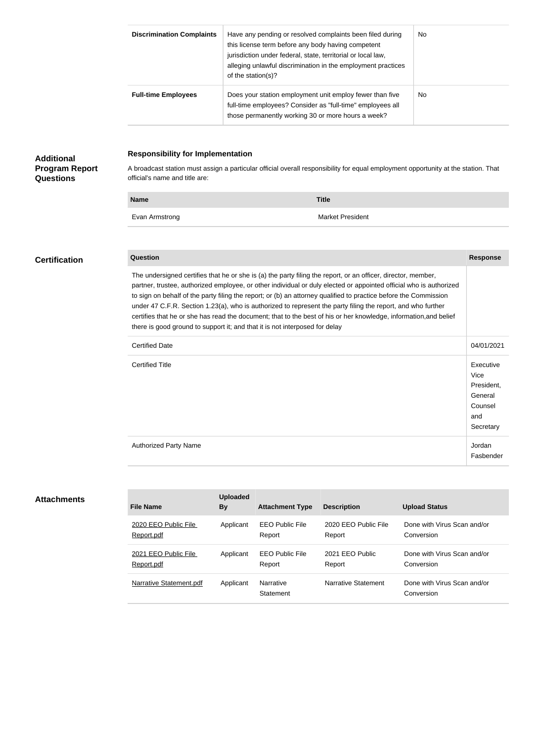| | | |
|---|---|---|
| **Discrimination Complaints** | Have any pending or resolved complaints been filed during this license term before any body having competent jurisdiction under federal, state, territorial or local law, alleging unlawful discrimination in the employment practices of the station(s)? | No |
| **Full-time Employees** | Does your station employment unit employ fewer than five full-time employees? Consider as "full-time" employees all those permanently working 30 or more hours a week? | No |

## Additional Program Report Questions

### Responsibility for Implementation

A broadcast station must assign a particular official overall responsibility for equal employment opportunity at the station. That official's name and title are:

| Name | Title |
|---|---|
| Evan Armstrong | Market President |

## Certification

| Question | Response |
|---|---|
| The undersigned certifies that he or she is (a) the party filing the report, or an officer, director, member, partner, trustee, authorized employee, or other individual or duly elected or appointed official who is authorized to sign on behalf of the party filing the report; or (b) an attorney qualified to practice before the Commission under 47 C.F.R. Section 1.23(a), who is authorized to represent the party filing the report, and who further certifies that he or she has read the document; that to the best of his or her knowledge, information,and belief there is good ground to support it; and that it is not interposed for delay | |
| Certified Date | 04/01/2021 |
| Certified Title | Executive Vice President, General Counsel and Secretary |
| Authorized Party Name | Jordan Fasbender |

## Attachments

| File Name | Uploaded By | Attachment Type | Description | Upload Status |
|---|---|---|---|---|
| 2020 EEO Public File Report.pdf | Applicant | EEO Public File Report | 2020 EEO Public File Report | Done with Virus Scan and/or Conversion |
| 2021 EEO Public File Report.pdf | Applicant | EEO Public File Report | 2021 EEO Public Report | Done with Virus Scan and/or Conversion |
| Narrative Statement.pdf | Applicant | Narrative Statement | Narrative Statement | Done with Virus Scan and/or Conversion |